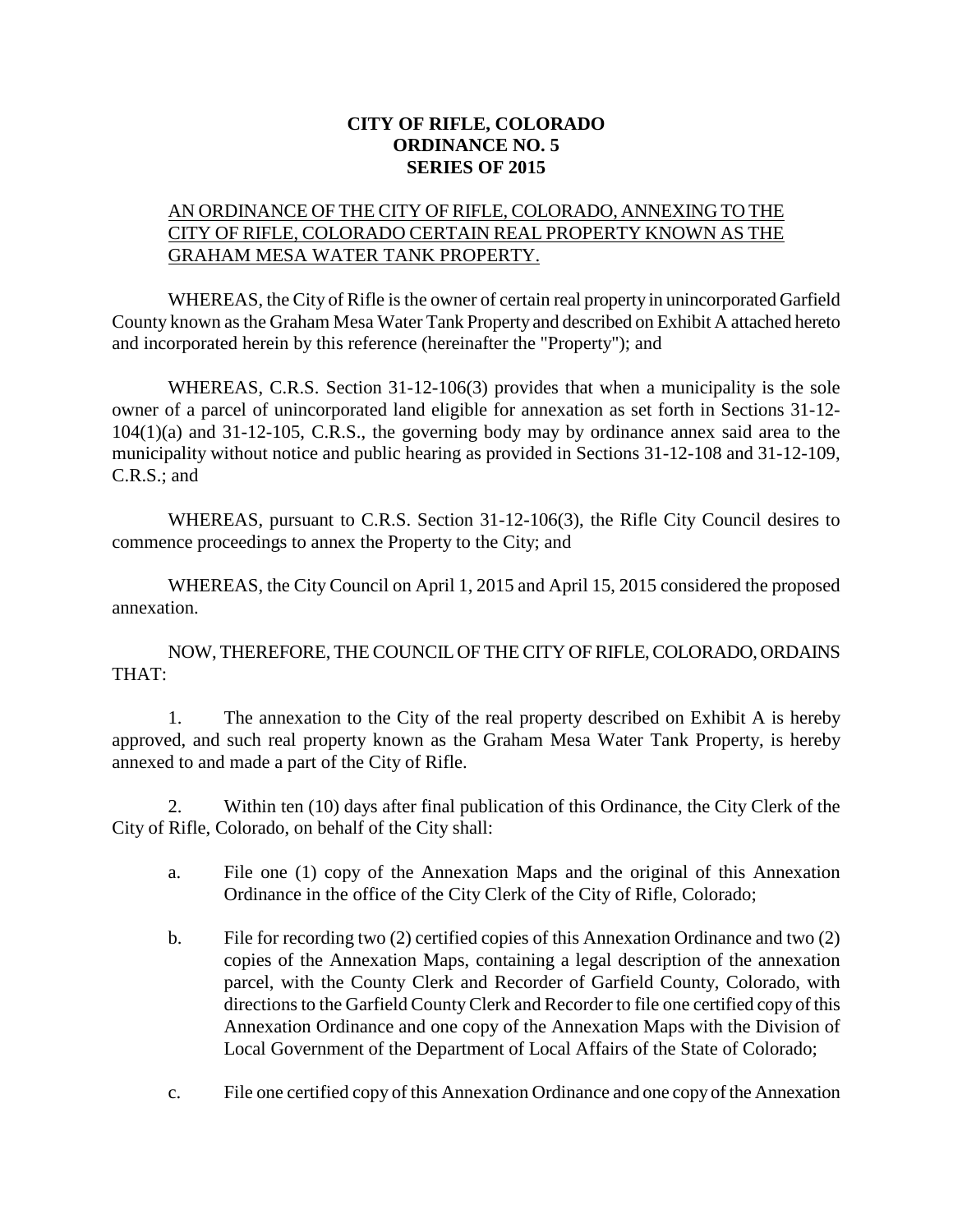**CITY OF RIFLE, COLORADO**
**ORDINANCE NO. 5**
**SERIES OF 2015**

AN ORDINANCE OF THE CITY OF RIFLE, COLORADO, ANNEXING TO THE CITY OF RIFLE, COLORADO CERTAIN REAL PROPERTY KNOWN AS THE GRAHAM MESA WATER TANK PROPERTY.

WHEREAS, the City of Rifle is the owner of certain real property in unincorporated Garfield County known as the Graham Mesa Water Tank Property and described on Exhibit A attached hereto and incorporated herein by this reference (hereinafter the "Property"); and

WHEREAS, C.R.S. Section 31-12-106(3) provides that when a municipality is the sole owner of a parcel of unincorporated land eligible for annexation as set forth in Sections 31-12-104(1)(a) and 31-12-105, C.R.S., the governing body may by ordinance annex said area to the municipality without notice and public hearing as provided in Sections 31-12-108 and 31-12-109, C.R.S.; and

WHEREAS, pursuant to C.R.S. Section 31-12-106(3), the Rifle City Council desires to commence proceedings to annex the Property to the City; and

WHEREAS, the City Council on April 1, 2015 and April 15, 2015 considered the proposed annexation.

NOW, THEREFORE, THE COUNCIL OF THE CITY OF RIFLE, COLORADO, ORDAINS THAT:

1. The annexation to the City of the real property described on Exhibit A is hereby approved, and such real property known as the Graham Mesa Water Tank Property, is hereby annexed to and made a part of the City of Rifle.

2. Within ten (10) days after final publication of this Ordinance, the City Clerk of the City of Rifle, Colorado, on behalf of the City shall:

   a. File one (1) copy of the Annexation Maps and the original of this Annexation Ordinance in the office of the City Clerk of the City of Rifle, Colorado;

   b. File for recording two (2) certified copies of this Annexation Ordinance and two (2) copies of the Annexation Maps, containing a legal description of the annexation parcel, with the County Clerk and Recorder of Garfield County, Colorado, with directions to the Garfield County Clerk and Recorder to file one certified copy of this Annexation Ordinance and one copy of the Annexation Maps with the Division of Local Government of the Department of Local Affairs of the State of Colorado;

   c. File one certified copy of this Annexation Ordinance and one copy of the Annexation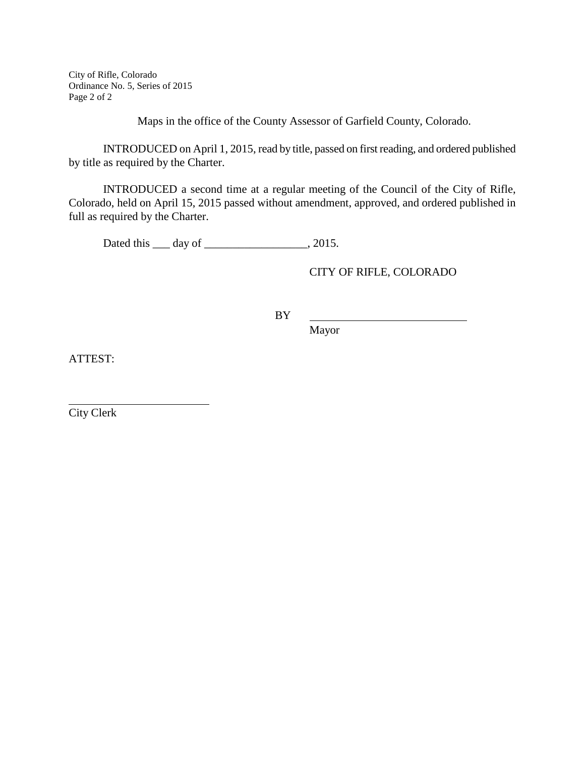Maps in the office of the County Assessor of Garfield County, Colorado.

INTRODUCED on April 1, 2015, read by title, passed on first reading, and ordered published by title as required by the Charter.

INTRODUCED a second time at a regular meeting of the Council of the City of Rifle, Colorado, held on April 15, 2015 passed without amendment, approved, and ordered published in full as required by the Charter.

Dated this ___ day of __________________, 2015.

CITY OF RIFLE, COLORADO

BY ____________________________
Mayor

ATTEST:

_________________________
City Clerk